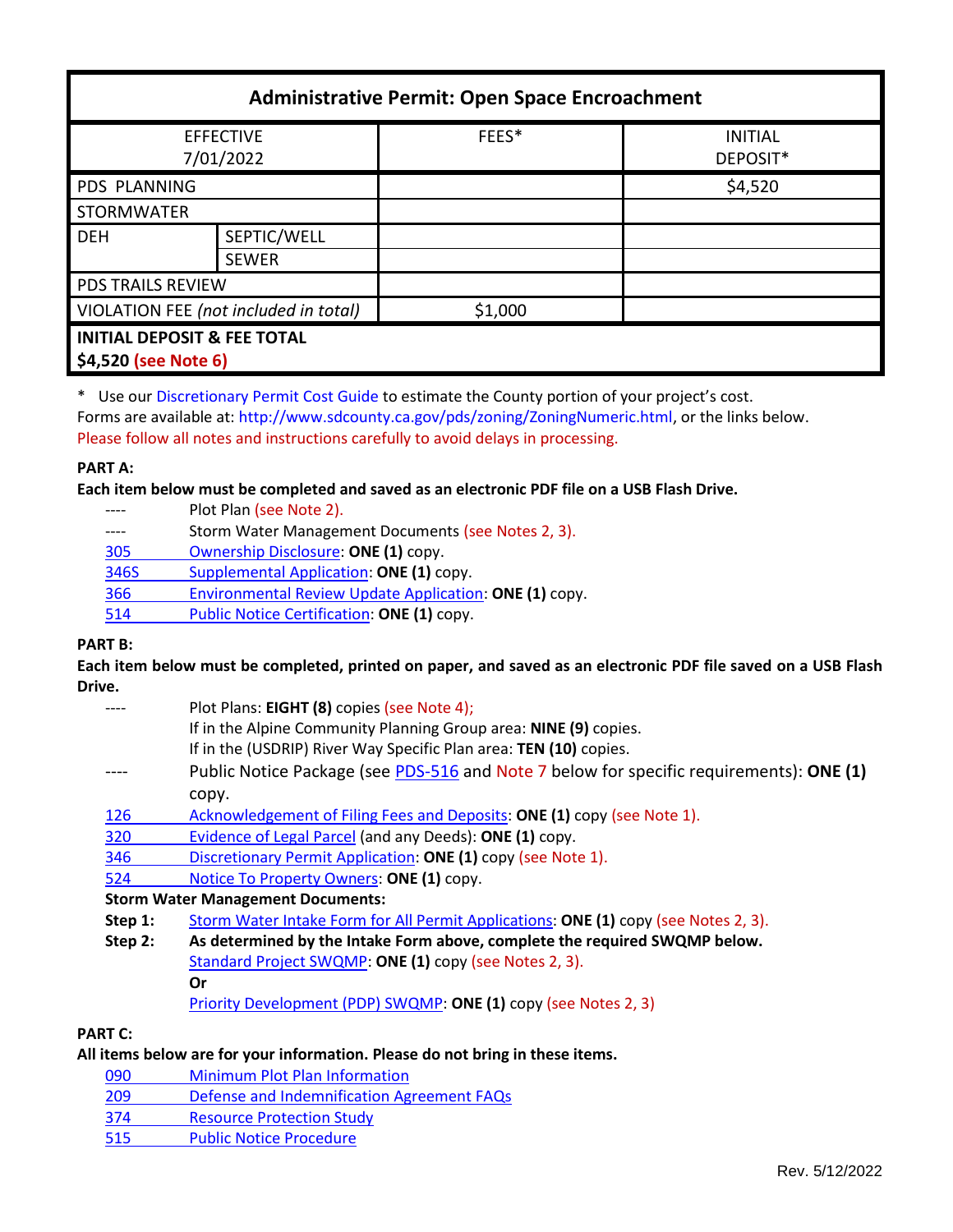| Administrative Permit: Open Space Encroachment | | | |
|---|---|---|---|
| EFFECTIVE 7/01/2022 | | FEES* | INITIAL DEPOSIT* |
| PDS PLANNING | | | $4,520 |
| STORMWATER | | | |
| DEH | SEPTIC/WELL | | |
| | SEWER | | |
| PDS TRAILS REVIEW | | | |
| VIOLATION FEE *(not included in total)* | | $1,000 | |
| **INITIAL DEPOSIT & FEE TOTAL $4,520 (see Note 6)** | | | |

\* Use our Discretionary Permit Cost Guide to estimate the County portion of your project's cost.
Forms are available at: http://www.sdcounty.ca.gov/pds/zoning/ZoningNumeric.html, or the links below.
Please follow all notes and instructions carefully to avoid delays in processing.

**PART A:**

**Each item below must be completed and saved as an electronic PDF file on a USB Flash Drive.**

- ---- Plot Plan (see Note 2).
- ---- Storm Water Management Documents (see Notes 2, 3).
- 305 Ownership Disclosure: **ONE (1)** copy.
- 346S Supplemental Application: **ONE (1)** copy.
- 366 Environmental Review Update Application: **ONE (1)** copy.
- 514 Public Notice Certification: **ONE (1)** copy.

**PART B:**

**Each item below must be completed, printed on paper, and saved as an electronic PDF file saved on a USB Flash Drive.**

- ---- Plot Plans: **EIGHT (8)** copies (see Note 4);
  If in the Alpine Community Planning Group area: **NINE (9)** copies.
  If in the (USDRIP) River Way Specific Plan area: **TEN (10)** copies.
- ---- Public Notice Package (see PDS-516 and Note 7 below for specific requirements): **ONE (1)** copy.
- 126 Acknowledgement of Filing Fees and Deposits: **ONE (1)** copy (see Note 1).
- 320 Evidence of Legal Parcel (and any Deeds): **ONE (1)** copy.
- 346 Discretionary Permit Application: **ONE (1)** copy (see Note 1).
- 524 Notice To Property Owners: **ONE (1)** copy.

**Storm Water Management Documents:**

**Step 1:** Storm Water Intake Form for All Permit Applications: **ONE (1)** copy (see Notes 2, 3).

**Step 2:** **As determined by the Intake Form above, complete the required SWQMP below.**
Standard Project SWQMP: **ONE (1)** copy (see Notes 2, 3).
**Or**
Priority Development (PDP) SWQMP: **ONE (1)** copy (see Notes 2, 3)

**PART C:**

**All items below are for your information. Please do not bring in these items.**

- 090 Minimum Plot Plan Information
- 209 Defense and Indemnification Agreement FAQs
- 374 Resource Protection Study
- 515 Public Notice Procedure

Rev. 5/12/2022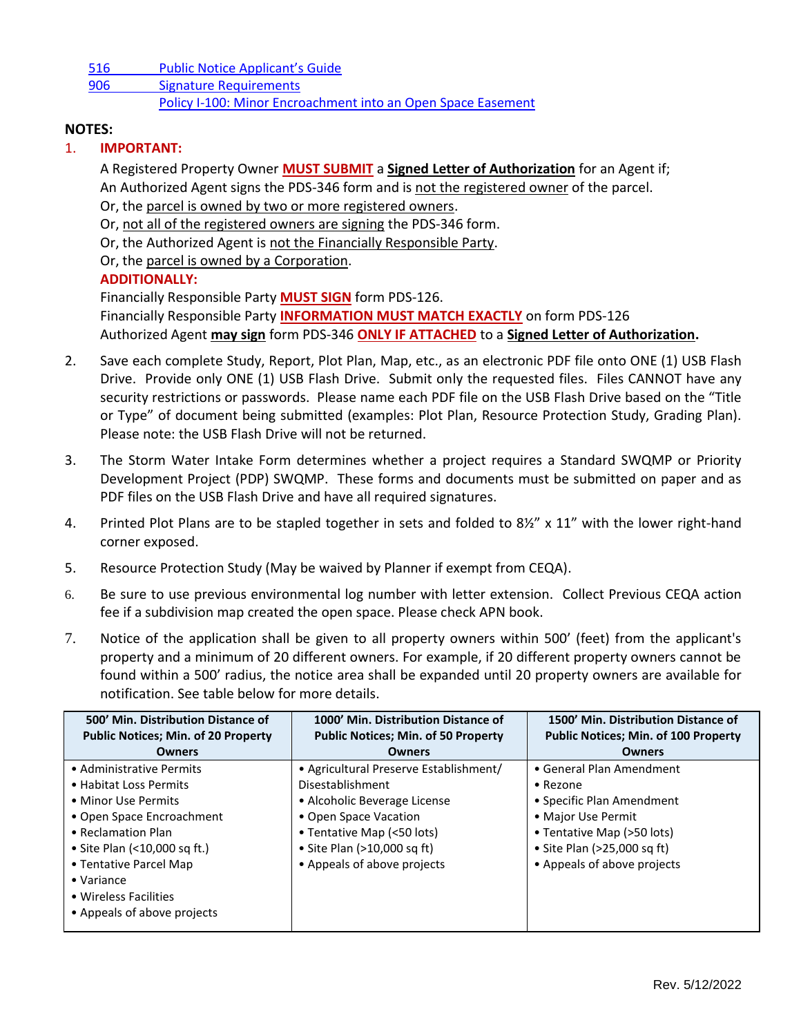516 Public Notice Applicant's Guide
906 Signature Requirements
Policy I-100: Minor Encroachment into an Open Space Easement

**NOTES:**

1. **IMPORTANT:**

   A Registered Property Owner **MUST SUBMIT** a **Signed Letter of Authorization** for an Agent if;
   An Authorized Agent signs the PDS-346 form and is not the registered owner of the parcel.
   Or, the parcel is owned by two or more registered owners.
   Or, not all of the registered owners are signing the PDS-346 form.
   Or, the Authorized Agent is not the Financially Responsible Party.
   Or, the parcel is owned by a Corporation.

   **ADDITIONALLY:**

   Financially Responsible Party **MUST SIGN** form PDS-126.
   Financially Responsible Party **INFORMATION MUST MATCH EXACTLY** on form PDS-126
   Authorized Agent **may sign** form PDS-346 **ONLY IF ATTACHED** to a **Signed Letter of Authorization.**

2. Save each complete Study, Report, Plot Plan, Map, etc., as an electronic PDF file onto ONE (1) USB Flash Drive. Provide only ONE (1) USB Flash Drive. Submit only the requested files. Files CANNOT have any security restrictions or passwords. Please name each PDF file on the USB Flash Drive based on the "Title or Type" of document being submitted (examples: Plot Plan, Resource Protection Study, Grading Plan). Please note: the USB Flash Drive will not be returned.

3. The Storm Water Intake Form determines whether a project requires a Standard SWQMP or Priority Development Project (PDP) SWQMP. These forms and documents must be submitted on paper and as PDF files on the USB Flash Drive and have all required signatures.

4. Printed Plot Plans are to be stapled together in sets and folded to 8½" x 11" with the lower right-hand corner exposed.

5. Resource Protection Study (May be waived by Planner if exempt from CEQA).

6. Be sure to use previous environmental log number with letter extension. Collect Previous CEQA action fee if a subdivision map created the open space. Please check APN book.

7. Notice of the application shall be given to all property owners within 500' (feet) from the applicant's property and a minimum of 20 different owners. For example, if 20 different property owners cannot be found within a 500' radius, the notice area shall be expanded until 20 property owners are available for notification. See table below for more details.

| 500' Min. Distribution Distance of Public Notices; Min. of 20 Property Owners | 1000' Min. Distribution Distance of Public Notices; Min. of 50 Property Owners | 1500' Min. Distribution Distance of Public Notices; Min. of 100 Property Owners |
|---|---|---|
| • Administrative Permits<br>• Habitat Loss Permits<br>• Minor Use Permits<br>• Open Space Encroachment<br>• Reclamation Plan<br>• Site Plan (<10,000 sq ft.)<br>• Tentative Parcel Map<br>• Variance<br>• Wireless Facilities<br>• Appeals of above projects | • Agricultural Preserve Establishment/ Disestablishment<br>• Alcoholic Beverage License<br>• Open Space Vacation<br>• Tentative Map (<50 lots)<br>• Site Plan (>10,000 sq ft)<br>• Appeals of above projects | • General Plan Amendment<br>• Rezone<br>• Specific Plan Amendment<br>• Major Use Permit<br>• Tentative Map (>50 lots)<br>• Site Plan (>25,000 sq ft)<br>• Appeals of above projects |

Rev. 5/12/2022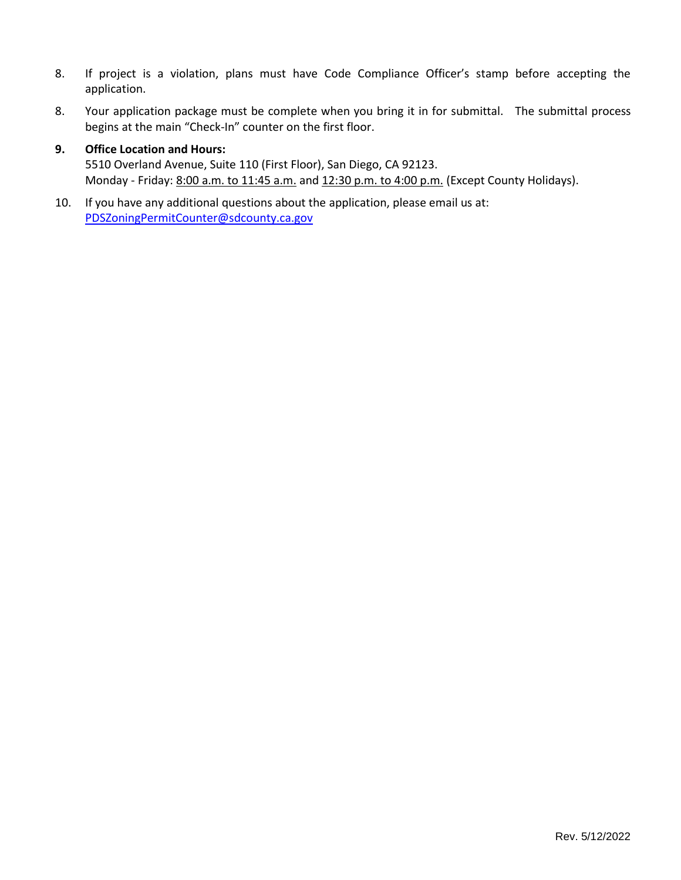8. If project is a violation, plans must have Code Compliance Officer's stamp before accepting the application.

8. Your application package must be complete when you bring it in for submittal. The submittal process begins at the main "Check-In" counter on the first floor.

**9. Office Location and Hours:**
5510 Overland Avenue, Suite 110 (First Floor), San Diego, CA 92123.
Monday - Friday: 8:00 a.m. to 11:45 a.m. and 12:30 p.m. to 4:00 p.m. (Except County Holidays).

10. If you have any additional questions about the application, please email us at: PDSZoningPermitCounter@sdcounty.ca.gov

Rev. 5/12/2022